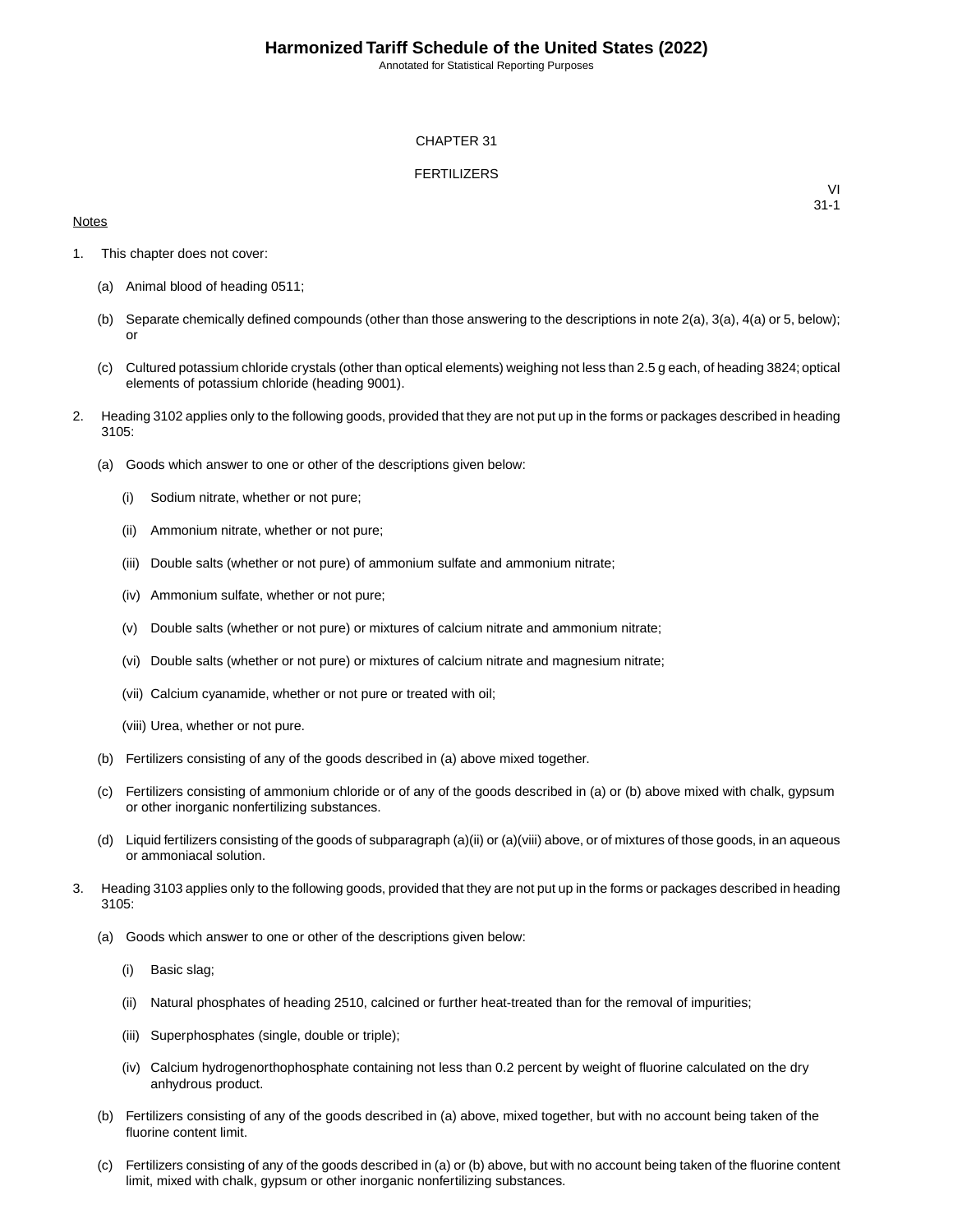# CHAPTER 31

## FERTILIZERS

VI
31-1

Notes

1. This chapter does not cover:

   (a) Animal blood of heading 0511;

   (b) Separate chemically defined compounds (other than those answering to the descriptions in note 2(a), 3(a), 4(a) or 5, below); or

   (c) Cultured potassium chloride crystals (other than optical elements) weighing not less than 2.5 g each, of heading 3824; optical elements of potassium chloride (heading 9001).

2. Heading 3102 applies only to the following goods, provided that they are not put up in the forms or packages described in heading 3105:

   (a) Goods which answer to one or other of the descriptions given below:

      (i) Sodium nitrate, whether or not pure;

      (ii) Ammonium nitrate, whether or not pure;

      (iii) Double salts (whether or not pure) of ammonium sulfate and ammonium nitrate;

      (iv) Ammonium sulfate, whether or not pure;

      (v) Double salts (whether or not pure) or mixtures of calcium nitrate and ammonium nitrate;

      (vi) Double salts (whether or not pure) or mixtures of calcium nitrate and magnesium nitrate;

      (vii) Calcium cyanamide, whether or not pure or treated with oil;

      (viii) Urea, whether or not pure.

   (b) Fertilizers consisting of any of the goods described in (a) above mixed together.

   (c) Fertilizers consisting of ammonium chloride or of any of the goods described in (a) or (b) above mixed with chalk, gypsum or other inorganic nonfertilizing substances.

   (d) Liquid fertilizers consisting of the goods of subparagraph (a)(ii) or (a)(viii) above, or of mixtures of those goods, in an aqueous or ammoniacal solution.

3. Heading 3103 applies only to the following goods, provided that they are not put up in the forms or packages described in heading 3105:

   (a) Goods which answer to one or other of the descriptions given below:

      (i) Basic slag;

      (ii) Natural phosphates of heading 2510, calcined or further heat-treated than for the removal of impurities;

      (iii) Superphosphates (single, double or triple);

      (iv) Calcium hydrogenorthophosphate containing not less than 0.2 percent by weight of fluorine calculated on the dry anhydrous product.

   (b) Fertilizers consisting of any of the goods described in (a) above, mixed together, but with no account being taken of the fluorine content limit.

   (c) Fertilizers consisting of any of the goods described in (a) or (b) above, but with no account being taken of the fluorine content limit, mixed with chalk, gypsum or other inorganic nonfertilizing substances.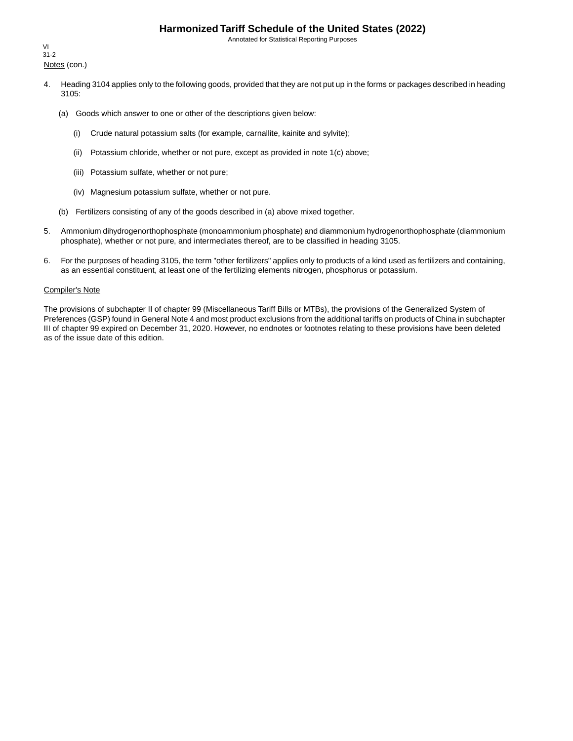Notes (con.)

4. Heading 3104 applies only to the following goods, provided that they are not put up in the forms or packages described in heading 3105:

   (a) Goods which answer to one or other of the descriptions given below:

      (i) Crude natural potassium salts (for example, carnallite, kainite and sylvite);

      (ii) Potassium chloride, whether or not pure, except as provided in note 1(c) above;

      (iii) Potassium sulfate, whether or not pure;

      (iv) Magnesium potassium sulfate, whether or not pure.

   (b) Fertilizers consisting of any of the goods described in (a) above mixed together.

5. Ammonium dihydrogenorthophosphate (monoammonium phosphate) and diammonium hydrogenorthophosphate (diammonium phosphate), whether or not pure, and intermediates thereof, are to be classified in heading 3105.

6. For the purposes of heading 3105, the term "other fertilizers" applies only to products of a kind used as fertilizers and containing, as an essential constituent, at least one of the fertilizing elements nitrogen, phosphorus or potassium.

Compiler's Note

The provisions of subchapter II of chapter 99 (Miscellaneous Tariff Bills or MTBs), the provisions of the Generalized System of Preferences (GSP) found in General Note 4 and most product exclusions from the additional tariffs on products of China in subchapter III of chapter 99 expired on December 31, 2020. However, no endnotes or footnotes relating to these provisions have been deleted as of the issue date of this edition.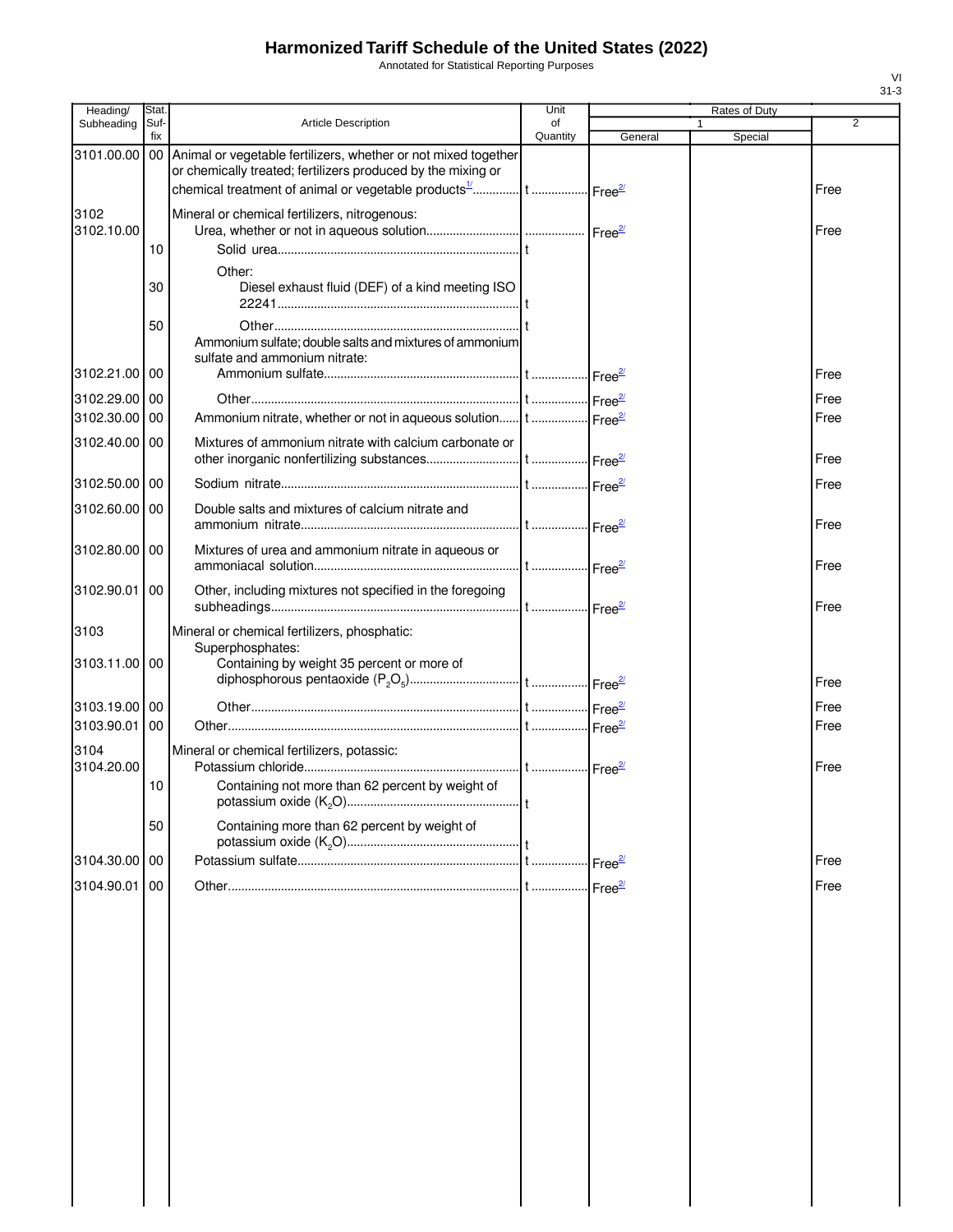# Harmonized Tariff Schedule of the United States (2022)

Annotated for Statistical Reporting Purposes

VI
31-3

| Heading/ Subheading | Stat. Suf- fix | Article Description | Unit of Quantity | Rates of Duty 1 General | Special | 2 |
|---|---|---|---|---|---|---|
| 3101.00.00 | 00 | Animal or vegetable fertilizers, whether or not mixed together or chemically treated; fertilizers produced by the mixing or chemical treatment of animal or vegetable products[1/] | t | Free[2/] | | Free |
| 3102 | | Mineral or chemical fertilizers, nitrogenous: | | | | |
| 3102.10.00 | | Urea, whether or not in aqueous solution | | Free[2/] | | Free |
| | 10 | Solid urea | t | | | |
| | | Other: | | | | |
| | 30 | Diesel exhaust fluid (DEF) of a kind meeting ISO 22241 | t | | | |
| | 50 | Other | t | | | |
| | | Ammonium sulfate; double salts and mixtures of ammonium sulfate and ammonium nitrate: | | | | |
| 3102.21.00 | 00 | Ammonium sulfate | t | Free[2/] | | Free |
| 3102.29.00 | 00 | Other | t | Free[2/] | | Free |
| 3102.30.00 | 00 | Ammonium nitrate, whether or not in aqueous solution | t | Free[2/] | | Free |
| 3102.40.00 | 00 | Mixtures of ammonium nitrate with calcium carbonate or other inorganic nonfertilizing substances | t | Free[2/] | | Free |
| 3102.50.00 | 00 | Sodium nitrate | t | Free[2/] | | Free |
| 3102.60.00 | 00 | Double salts and mixtures of calcium nitrate and ammonium nitrate | t | Free[2/] | | Free |
| 3102.80.00 | 00 | Mixtures of urea and ammonium nitrate in aqueous or ammoniacal solution | t | Free[2/] | | Free |
| 3102.90.01 | 00 | Other, including mixtures not specified in the foregoing subheadings | t | Free[2/] | | Free |
| 3103 | | Mineral or chemical fertilizers, phosphatic: | | | | |
| | | Superphosphates: | | | | |
| 3103.11.00 | 00 | Containing by weight 35 percent or more of diphosphorous pentaoxide ($P_2O_5$) | t | Free[2/] | | Free |
| 3103.19.00 | 00 | Other | t | Free[2/] | | Free |
| 3103.90.01 | 00 | Other | t | Free[2/] | | Free |
| 3104 | | Mineral or chemical fertilizers, potassic: | | | | |
| 3104.20.00 | | Potassium chloride | t | Free[2/] | | Free |
| | 10 | Containing not more than 62 percent by weight of potassium oxide ($K_2O$) | t | | | |
| | 50 | Containing more than 62 percent by weight of potassium oxide ($K_2O$) | t | | | |
| 3104.30.00 | 00 | Potassium sulfate | t | Free[2/] | | Free |
| 3104.90.01 | 00 | Other | t | Free[2/] | | Free |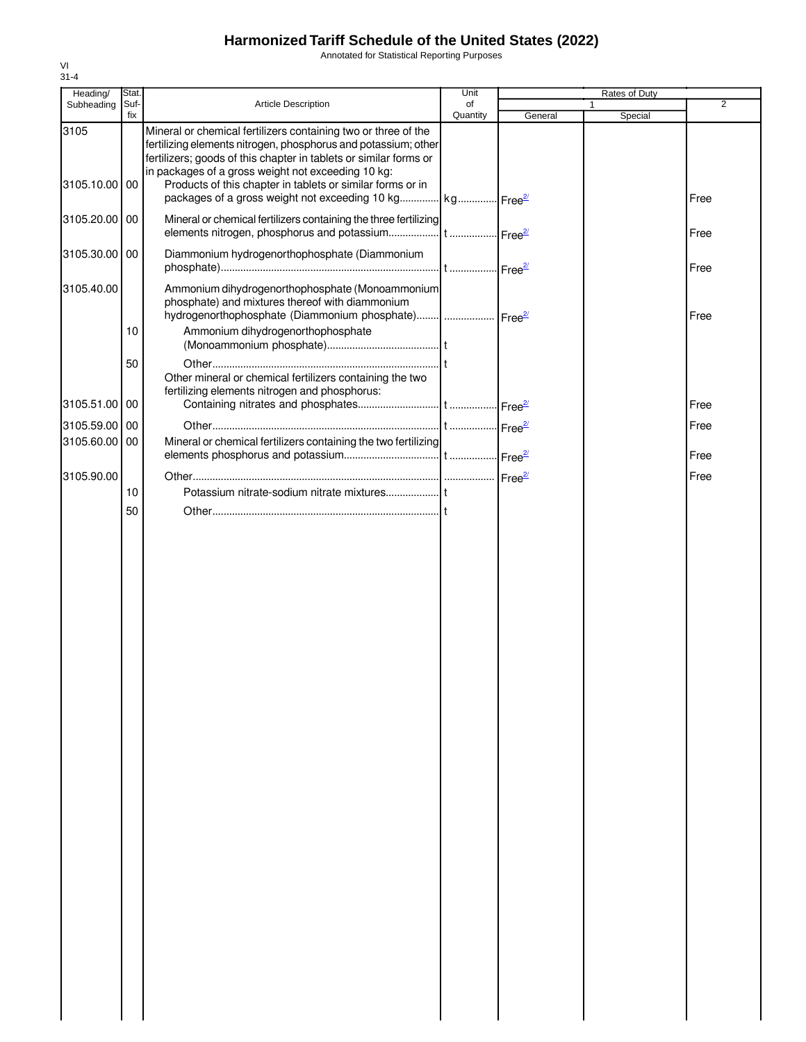# Harmonized Tariff Schedule of the United States (2022)

Annotated for Statistical Reporting Purposes

VI
31-4

| Heading/ Subheading | Stat. Suf-fix | Article Description | Unit of Quantity | Rates of Duty 1 General | Special | 2 |
|---|---|---|---|---|---|---|
| 3105 | | Mineral or chemical fertilizers containing two or three of the fertilizing elements nitrogen, phosphorus and potassium; other fertilizers; goods of this chapter in tablets or similar forms or in packages of a gross weight not exceeding 10 kg: | | | | |
| 3105.10.00 | 00 | Products of this chapter in tablets or similar forms or in packages of a gross weight not exceeding 10 kg | kg | Free[2/] | | Free |
| 3105.20.00 | 00 | Mineral or chemical fertilizers containing the three fertilizing elements nitrogen, phosphorus and potassium | t | Free[2/] | | Free |
| 3105.30.00 | 00 | Diammonium hydrogenorthophosphate (Diammonium phosphate) | t | Free[2/] | | Free |
| 3105.40.00 | | Ammonium dihydrogenorthophosphate (Monoammonium phosphate) and mixtures thereof with diammonium hydrogenorthophosphate (Diammonium phosphate) | | Free[2/] | | Free |
| | 10 | Ammonium dihydrogenorthophosphate (Monoammonium phosphate) | t | | | |
| | 50 | Other | t | | | |
| | | Other mineral or chemical fertilizers containing the two fertilizing elements nitrogen and phosphorus: | | | | |
| 3105.51.00 | 00 | Containing nitrates and phosphates | t | Free[2/] | | Free |
| 3105.59.00 | 00 | Other | t | Free[2/] | | Free |
| 3105.60.00 | 00 | Mineral or chemical fertilizers containing the two fertilizing elements phosphorus and potassium | t | Free[2/] | | Free |
| 3105.90.00 | | Other | | Free[2/] | | Free |
| | 10 | Potassium nitrate-sodium nitrate mixtures | t | | | |
| | 50 | Other | t | | | |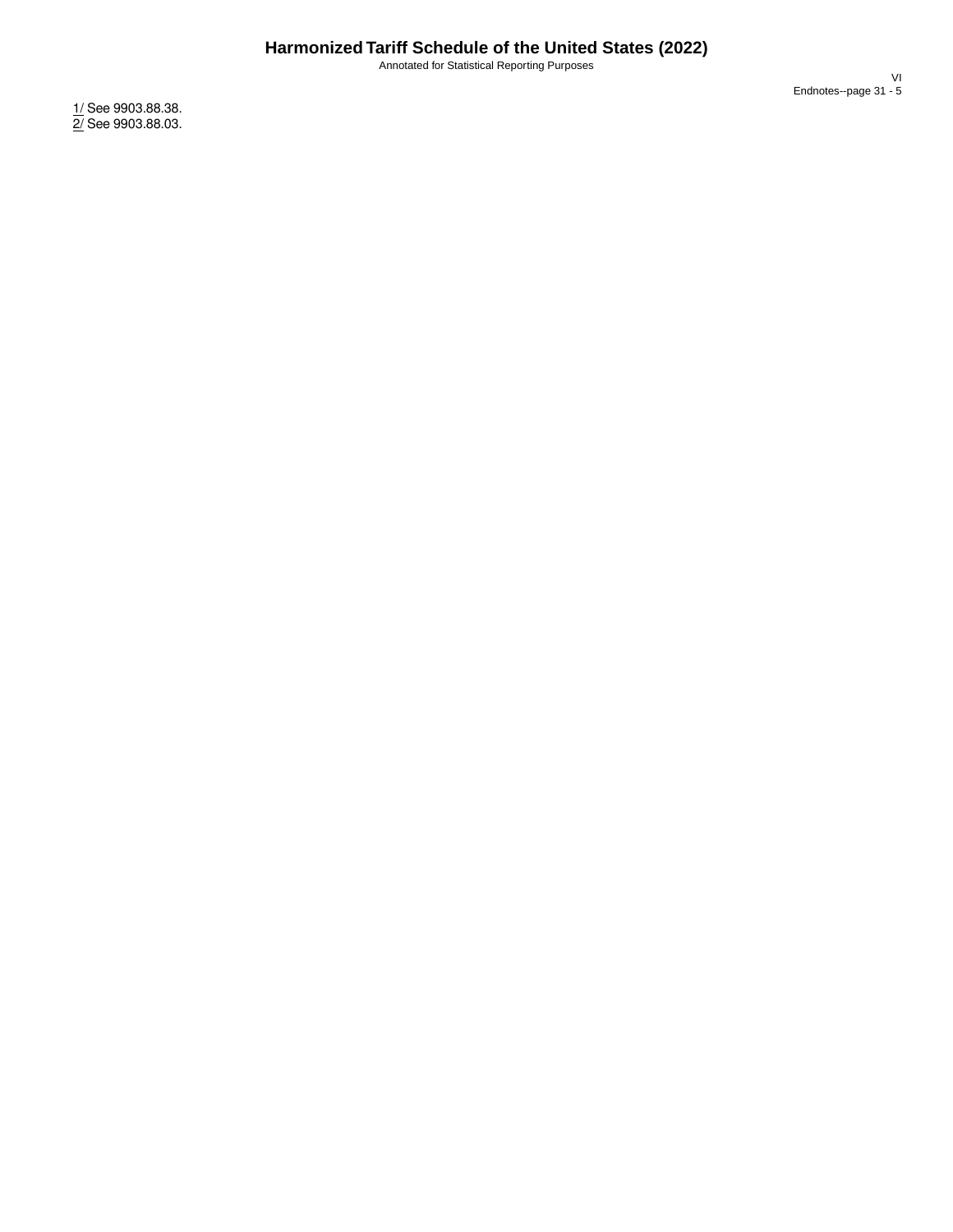1/ See 9903.88.38.
2/ See 9903.88.03.